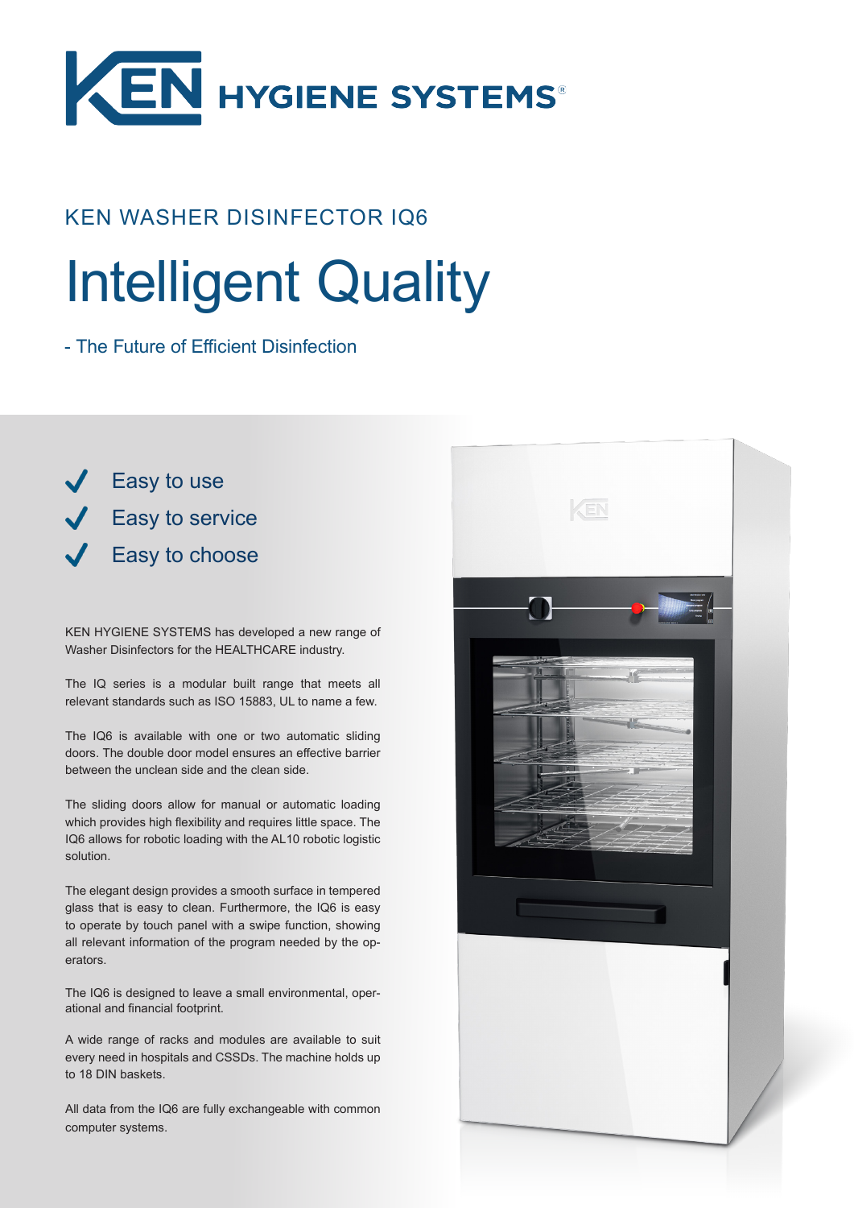# KEN HYGIENE SYSTEMS®

## KEN WASHER DISINFECTOR IQ6

# Intelligent Quality

- The Future of Efficient Disinfection

- ✓ Easy to use
- ✓ Easy to service
- ✓ Easy to choose

KEN HYGIENE SYSTEMS has developed a new range of Washer Disinfectors for the HEALTHCARE industry.

The IQ series is a modular built range that meets all relevant standards such as ISO 15883, UL to name a few.

The IQ6 is available with one or two automatic sliding doors. The double door model ensures an effective barrier between the unclean side and the clean side.

The sliding doors allow for manual or automatic loading which provides high flexibility and requires little space. The IQ6 allows for robotic loading with the AL10 robotic logistic solution.

The elegant design provides a smooth surface in tempered glass that is easy to clean. Furthermore, the IQ6 is easy to operate by touch panel with a swipe function, showing all relevant information of the program needed by the operators.

The IQ6 is designed to leave a small environmental, operational and financial footprint.

A wide range of racks and modules are available to suit every need in hospitals and CSSDs. The machine holds up to 18 DIN baskets.

All data from the IQ6 are fully exchangeable with common computer systems.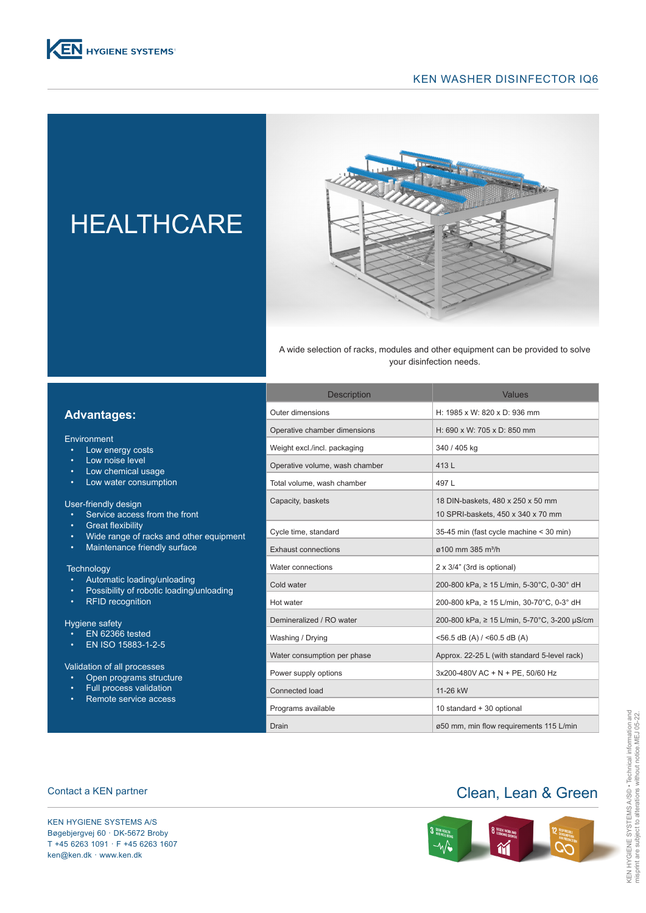KEN HYGIENE SYSTEMS

KEN WASHER DISINFECTOR IQ6

# HEALTHCARE

A wide selection of racks, modules and other equipment can be provided to solve your disinfection needs.

## Advantages:

Environment
- Low energy costs
- Low noise level
- Low chemical usage
- Low water consumption

User-friendly design
- Service access from the front
- Great flexibility
- Wide range of racks and other equipment
- Maintenance friendly surface

Technology
- Automatic loading/unloading
- Possibility of robotic loading/unloading
- RFID recognition

Hygiene safety
- EN 62366 tested
- EN ISO 15883-1-2-5

Validation of all processes
- Open programs structure
- Full process validation
- Remote service access

| Description | Values |
|---|---|
| Outer dimensions | H: 1985 x W: 820 x D: 936 mm |
| Operative chamber dimensions | H: 690 x W: 705 x D: 850 mm |
| Weight excl./incl. packaging | 340 / 405 kg |
| Operative volume, wash chamber | 413 L |
| Total volume, wash chamber | 497 L |
| Capacity, baskets | 18 DIN-baskets, 480 x 250 x 50 mm<br>10 SPRI-baskets, 450 x 340 x 70 mm |
| Cycle time, standard | 35-45 min (fast cycle machine < 30 min) |
| Exhaust connections | ø100 mm 385 m³/h |
| Water connections | 2 x 3/4" (3rd is optional) |
| Cold water | 200-800 kPa, ≥ 15 L/min, 5-30°C, 0-30° dH |
| Hot water | 200-800 kPa, ≥ 15 L/min, 30-70°C, 0-3° dH |
| Demineralized / RO water | 200-800 kPa, ≥ 15 L/min, 5-70°C, 3-200 µS/cm |
| Washing / Drying | <56.5 dB (A) / <60.5 dB (A) |
| Water consumption per phase | Approx. 22-25 L (with standard 5-level rack) |
| Power supply options | 3x200-480V AC + N + PE, 50/60 Hz |
| Connected load | 11-26 kW |
| Programs available | 10 standard + 30 optional |
| Drain | ø50 mm, min flow requirements 115 L/min |

Contact a KEN partner

KEN HYGIENE SYSTEMS A/S
Bøgebjergvej 60 · DK-5672 Broby
T +45 6263 1091 · F +45 6263 1607
ken@ken.dk · www.ken.dk

Clean, Lean & Green

KEN HYGIENE SYSTEMS A/S© • Technical information and misprint are subject to alterations without notice.MEJ 05-22.